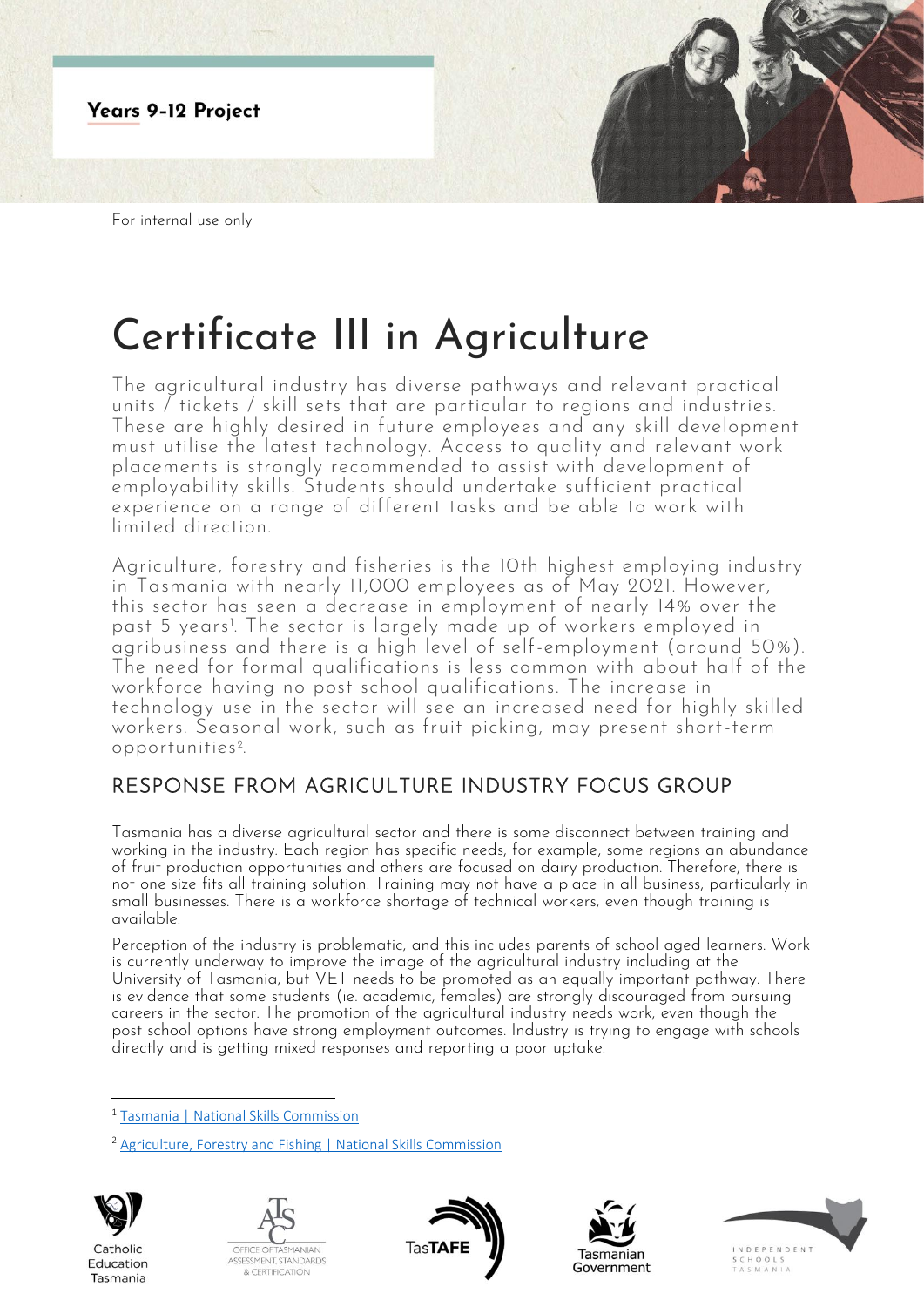Years 9-12 Project

For internal use only

# Certificate III in Agriculture

The agricultural industry has diverse pathways and relevant practical units / tickets / skill sets that are particular to regions and industries. These are highly desired in future employees and any skill development must utilise the latest technology. Access to quality and relevant work placements is strongly recommended to assist with development of employability skills. Students should undertake sufficient practical experience on a range of different tasks and be able to work with limited direction.

Agriculture, forestry and fisheries is the 10th highest employing industry in Tasmania with nearly 11,000 employees as of May 2021. However, this sector has seen a decrease in employment of nearly 14% over the past 5 years[1]. The sector is largely made up of workers employed in agribusiness and there is a high level of self-employment (around 50%). The need for formal qualifications is less common with about half of the workforce having no post school qualifications. The increase in technology use in the sector will see an increased need for highly skilled workers. Seasonal work, such as fruit picking, may present short-term opportunities[2].

## RESPONSE FROM AGRICULTURE INDUSTRY FOCUS GROUP

Tasmania has a diverse agricultural sector and there is some disconnect between training and working in the industry. Each region has specific needs, for example, some regions an abundance of fruit production opportunities and others are focused on dairy production. Therefore, there is not one size fits all training solution. Training may not have a place in all business, particularly in small businesses. There is a workforce shortage of technical workers, even though training is available.

Perception of the industry is problematic, and this includes parents of school aged learners. Work is currently underway to improve the image of the agricultural industry including at the University of Tasmania, but VET needs to be promoted as an equally important pathway. There is evidence that some students (ie. academic, females) are strongly discouraged from pursuing careers in the sector. The promotion of the agricultural industry needs work, even though the post school options have strong employment outcomes. Industry is trying to engage with schools directly and is getting mixed responses and reporting a poor uptake.

---

[1] Tasmania | National Skills Commission

[2] Agriculture, Forestry and Fishing | National Skills Commission

Catholic Education Tasmania | Office of Tasmanian Assessment, Standards & Certification | TasTAFE | Tasmanian Government | Independent Schools Tasmania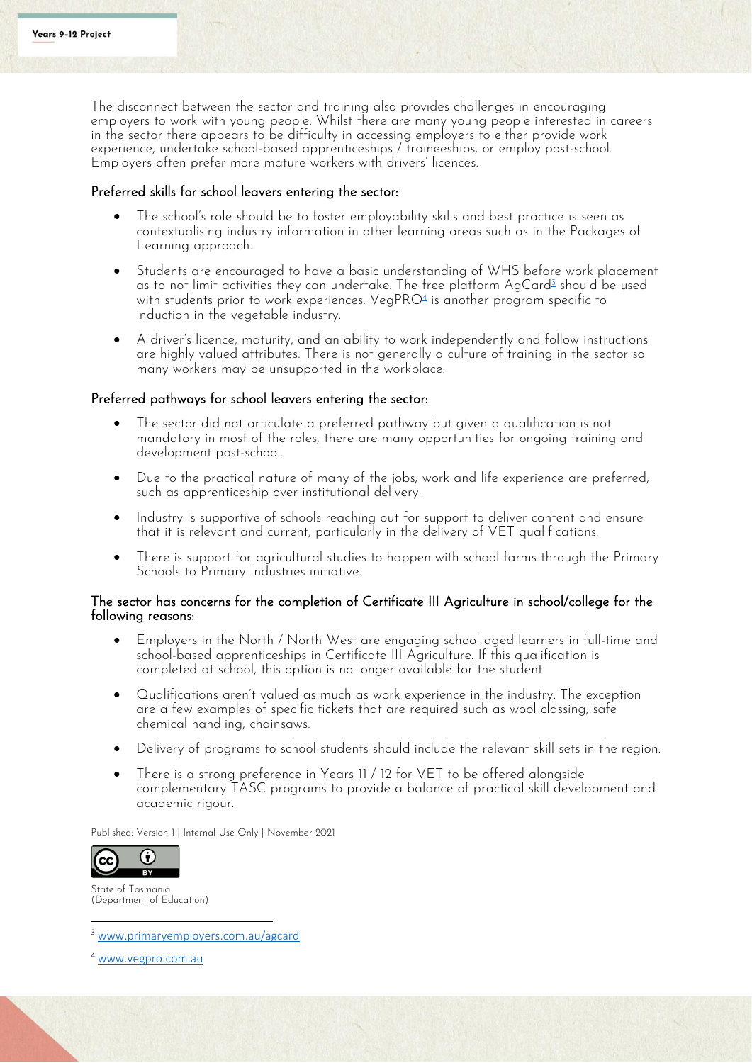The disconnect between the sector and training also provides challenges in encouraging employers to work with young people. Whilst there are many young people interested in careers in the sector there appears to be difficulty in accessing employers to either provide work experience, undertake school-based apprenticeships / traineeships, or employ post-school. Employers often prefer more mature workers with drivers' licences.

### Preferred skills for school leavers entering the sector:

- The school's role should be to foster employability skills and best practice is seen as contextualising industry information in other learning areas such as in the Packages of Learning approach.
- Students are encouraged to have a basic understanding of WHS before work placement as to not limit activities they can undertake. The free platform AgCard[3] should be used with students prior to work experiences. VegPRO[4] is another program specific to induction in the vegetable industry.
- A driver's licence, maturity, and an ability to work independently and follow instructions are highly valued attributes. There is not generally a culture of training in the sector so many workers may be unsupported in the workplace.

### Preferred pathways for school leavers entering the sector:

- The sector did not articulate a preferred pathway but given a qualification is not mandatory in most of the roles, there are many opportunities for ongoing training and development post-school.
- Due to the practical nature of many of the jobs; work and life experience are preferred, such as apprenticeship over institutional delivery.
- Industry is supportive of schools reaching out for support to deliver content and ensure that it is relevant and current, particularly in the delivery of VET qualifications.
- There is support for agricultural studies to happen with school farms through the Primary Schools to Primary Industries initiative.

### The sector has concerns for the completion of Certificate III Agriculture in school/college for the following reasons:

- Employers in the North / North West are engaging school aged learners in full-time and school-based apprenticeships in Certificate III Agriculture. If this qualification is completed at school, this option is no longer available for the student.
- Qualifications aren't valued as much as work experience in the industry. The exception are a few examples of specific tickets that are required such as wool classing, safe chemical handling, chainsaws.
- Delivery of programs to school students should include the relevant skill sets in the region.
- There is a strong preference in Years 11 / 12 for VET to be offered alongside complementary TASC programs to provide a balance of practical skill development and academic rigour.

Published: Version 1 | Internal Use Only | November 2021

State of Tasmania
(Department of Education)

[3] www.primaryemployers.com.au/agcard

[4] www.vegpro.com.au